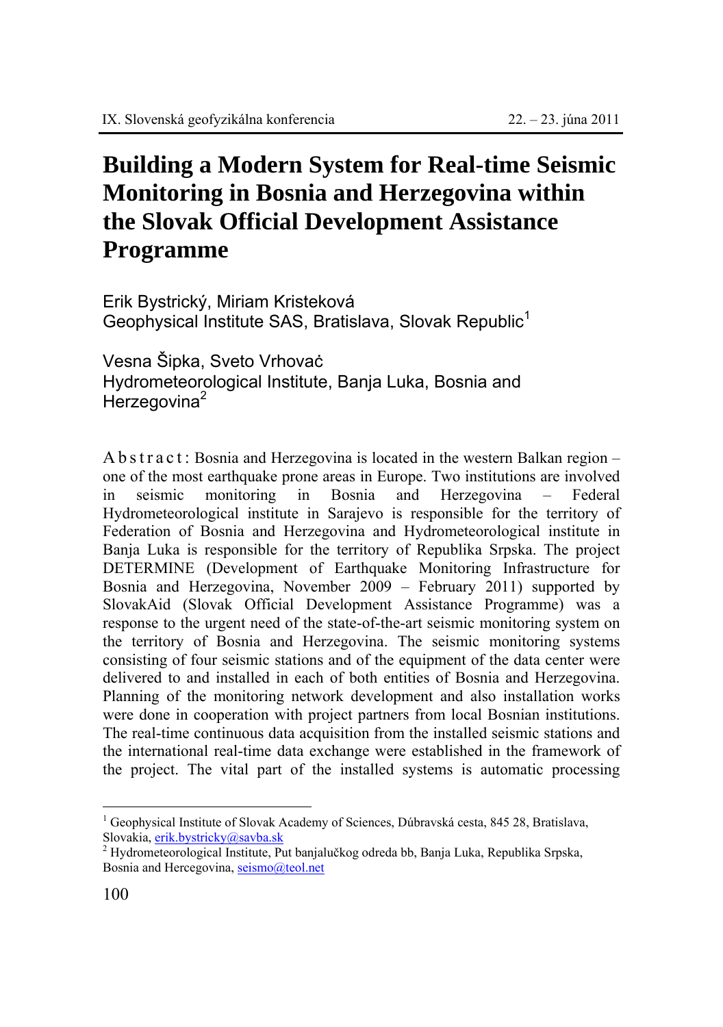# Building a Modern System for Real-time Seismic Monitoring in Bosnia and Herzegovina within the Slovak Official Development Assistance Programme

Erik Bystrický, Miriam Kristeková
Geophysical Institute SAS, Bratislava, Slovak Republic[1]

Vesna Šipka, Sveto Vrhovać
Hydrometeorological Institute, Banja Luka, Bosnia and Herzegovina[2]

A b s t r a c t : Bosnia and Herzegovina is located in the western Balkan region – one of the most earthquake prone areas in Europe. Two institutions are involved in seismic monitoring in Bosnia and Herzegovina – Federal Hydrometeorological institute in Sarajevo is responsible for the territory of Federation of Bosnia and Herzegovina and Hydrometeorological institute in Banja Luka is responsible for the territory of Republika Srpska. The project DETERMINE (Development of Earthquake Monitoring Infrastructure for Bosnia and Herzegovina, November 2009 – February 2011) supported by SlovakAid (Slovak Official Development Assistance Programme) was a response to the urgent need of the state-of-the-art seismic monitoring system on the territory of Bosnia and Herzegovina. The seismic monitoring systems consisting of four seismic stations and of the equipment of the data center were delivered to and installed in each of both entities of Bosnia and Herzegovina. Planning of the monitoring network development and also installation works were done in cooperation with project partners from local Bosnian institutions. The real-time continuous data acquisition from the installed seismic stations and the international real-time data exchange were established in the framework of the project. The vital part of the installed systems is automatic processing

---

[1] Geophysical Institute of Slovak Academy of Sciences, Dúbravská cesta, 845 28, Bratislava, Slovakia, erik.bystricky@savba.sk

[2] Hydrometeorological Institute, Put banjalučkog odreda bb, Banja Luka, Republika Srpska, Bosnia and Hercegovina, seismo@teol.net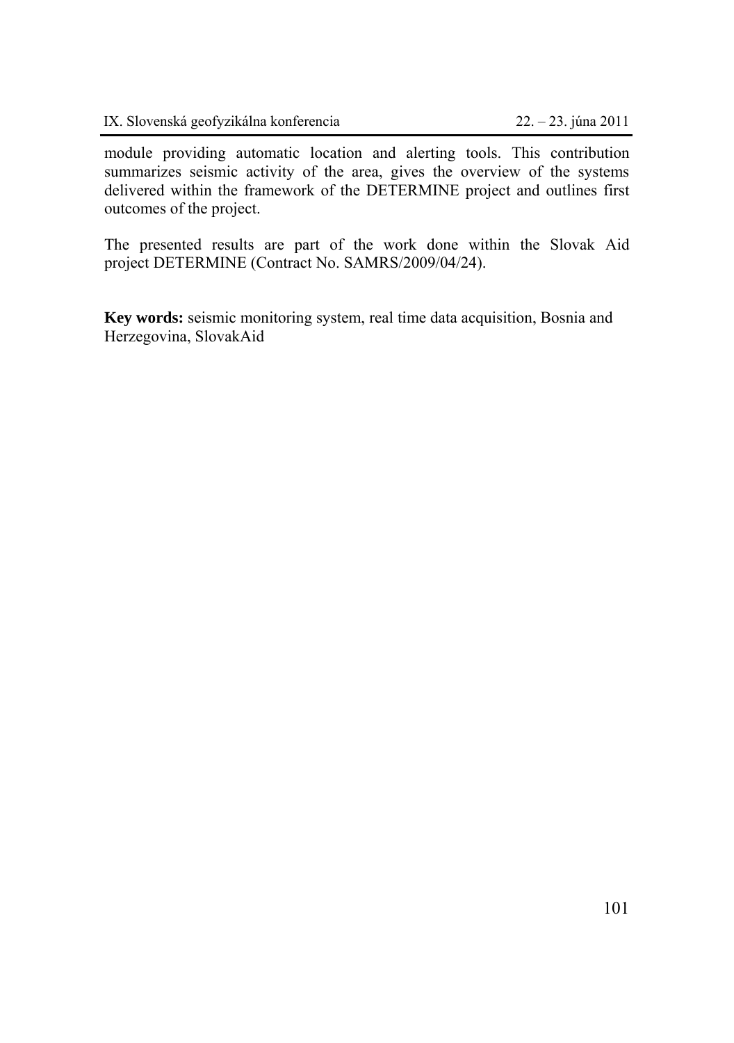module providing automatic location and alerting tools. This contribution summarizes seismic activity of the area, gives the overview of the systems delivered within the framework of the DETERMINE project and outlines first outcomes of the project.

The presented results are part of the work done within the Slovak Aid project DETERMINE (Contract No. SAMRS/2009/04/24).

**Key words:** seismic monitoring system, real time data acquisition, Bosnia and Herzegovina, SlovakAid